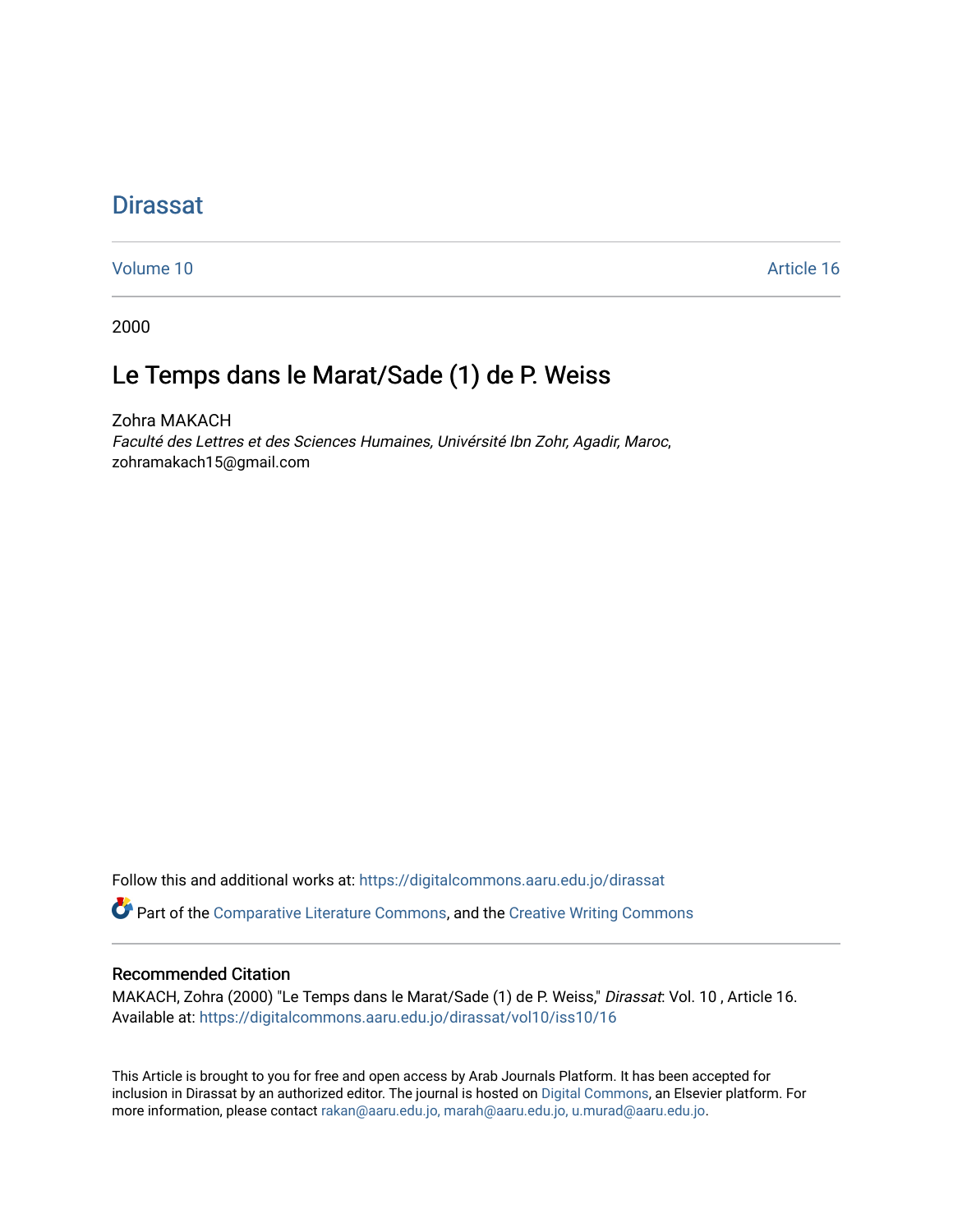# Dirassat

Volume 10 Article 16

2000

## Le Temps dans le Marat/Sade (1) de P. Weiss

Zohra MAKACH

*Faculté des Lettres et des Sciences Humaines, Univérsité Ibn Zohr, Agadir, Maroc*, zohramakach15@gmail.com

Follow this and additional works at: https://digitalcommons.aaru.edu.jo/dirassat

Part of the Comparative Literature Commons, and the Creative Writing Commons

### Recommended Citation

MAKACH, Zohra (2000) "Le Temps dans le Marat/Sade (1) de P. Weiss," *Dirassat*: Vol. 10 , Article 16.
Available at: https://digitalcommons.aaru.edu.jo/dirassat/vol10/iss10/16

This Article is brought to you for free and open access by Arab Journals Platform. It has been accepted for inclusion in Dirassat by an authorized editor. The journal is hosted on Digital Commons, an Elsevier platform. For more information, please contact rakan@aaru.edu.jo, marah@aaru.edu.jo, u.murad@aaru.edu.jo.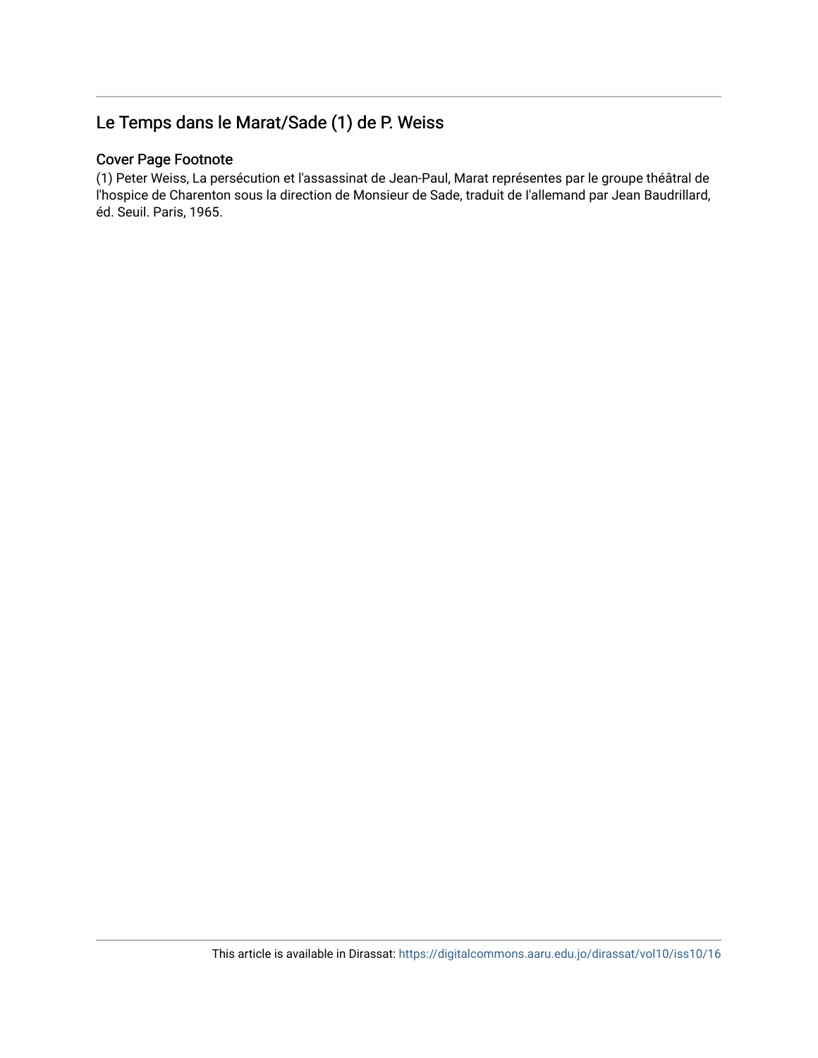## Le Temps dans le Marat/Sade (1) de P. Weiss

### Cover Page Footnote

(1) Peter Weiss, La persécution et l'assassinat de Jean-Paul, Marat représentes par le groupe théâtral de l'hospice de Charenton sous la direction de Monsieur de Sade, traduit de l'allemand par Jean Baudrillard, éd. Seuil. Paris, 1965.

This article is available in Dirassat: https://digitalcommons.aaru.edu.jo/dirassat/vol10/iss10/16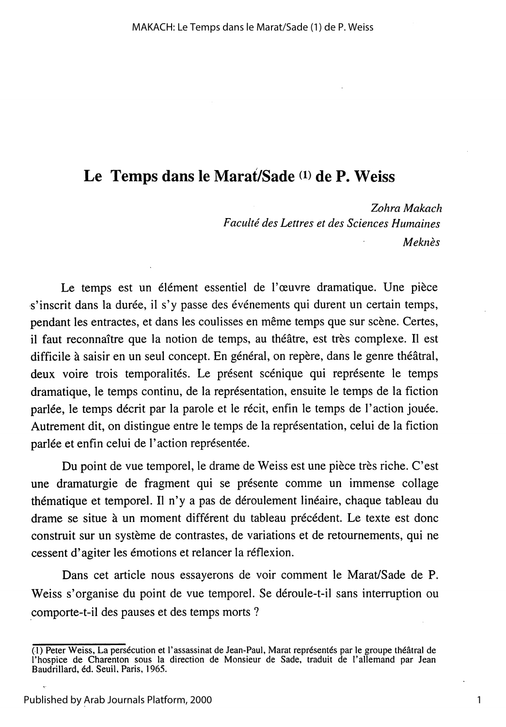# Le Temps dans le Marat/Sade [1] de P. Weiss

*Zohra Makach*
*Faculté des Lettres et des Sciences Humaines*
*Meknès*

Le temps est un élément essentiel de l'œuvre dramatique. Une pièce s'inscrit dans la durée, il s'y passe des événements qui durent un certain temps, pendant les entractes, et dans les coulisses en même temps que sur scène. Certes, il faut reconnaître que la notion de temps, au théâtre, est très complexe. Il est difficile à saisir en un seul concept. En général, on repère, dans le genre théâtral, deux voire trois temporalités. Le présent scénique qui représente le temps dramatique, le temps continu, de la représentation, ensuite le temps de la fiction parlée, le temps décrit par la parole et le récit, enfin le temps de l'action jouée. Autrement dit, on distingue entre le temps de la représentation, celui de la fiction parlée et enfin celui de l'action représentée.

Du point de vue temporel, le drame de Weiss est une pièce très riche. C'est une dramaturgie de fragment qui se présente comme un immense collage thématique et temporel. Il n'y a pas de déroulement linéaire, chaque tableau du drame se situe à un moment différent du tableau précédent. Le texte est donc construit sur un système de contrastes, de variations et de retournements, qui ne cessent d'agiter les émotions et relancer la réflexion.

Dans cet article nous essayerons de voir comment le Marat/Sade de P. Weiss s'organise du point de vue temporel. Se déroule-t-il sans interruption ou comporte-t-il des pauses et des temps morts ?

---

(1) Peter Weiss, La persécution et l'assassinat de Jean-Paul, Marat représentés par le groupe théâtral de l'hospice de Charenton sous la direction de Monsieur de Sade, traduit de l'allemand par Jean Baudrillard, éd. Seuil, Paris, 1965.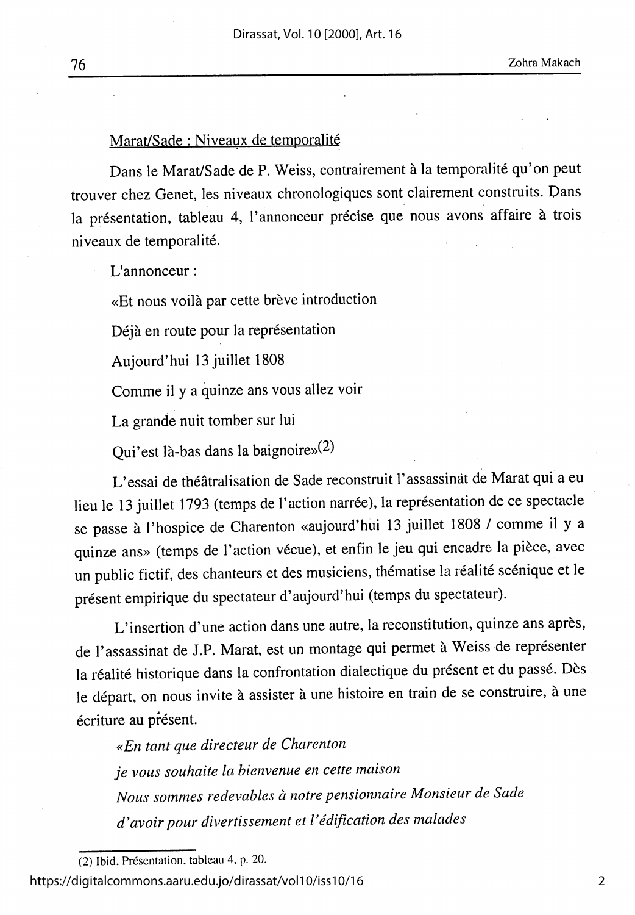Marat/Sade : Niveaux de temporalité

Dans le Marat/Sade de P. Weiss, contrairement à la temporalité qu'on peut trouver chez Genet, les niveaux chronologiques sont clairement construits. Dans la présentation, tableau 4, l'annonceur précise que nous avons affaire à trois niveaux de temporalité.

L'annonceur :

«Et nous voilà par cette brève introduction

Déjà en route pour la représentation

Aujourd'hui 13 juillet 1808

Comme il y a quinze ans vous allez voir

La grande nuit tomber sur lui

Qui'est là-bas dans la baignoire»[2]

L'essai de théâtralisation de Sade reconstruit l'assassinat de Marat qui a eu lieu le 13 juillet 1793 (temps de l'action narrée), la représentation de ce spectacle se passe à l'hospice de Charenton «aujourd'hui 13 juillet 1808 / comme il y a quinze ans» (temps de l'action vécue), et enfin le jeu qui encadre la pièce, avec un public fictif, des chanteurs et des musiciens, thématise la réalité scénique et le présent empirique du spectateur d'aujourd'hui (temps du spectateur).

L'insertion d'une action dans une autre, la reconstitution, quinze ans après, de l'assassinat de J.P. Marat, est un montage qui permet à Weiss de représenter la réalité historique dans la confrontation dialectique du présent et du passé. Dès le départ, on nous invite à assister à une histoire en train de se construire, à une écriture au présent.

*«En tant que directeur de Charenton*

*je vous souhaite la bienvenue en cette maison*

*Nous sommes redevables à notre pensionnaire Monsieur de Sade*

*d'avoir pour divertissement et l'édification des malades*

---

(2) Ibid. Présentation, tableau 4, p. 20.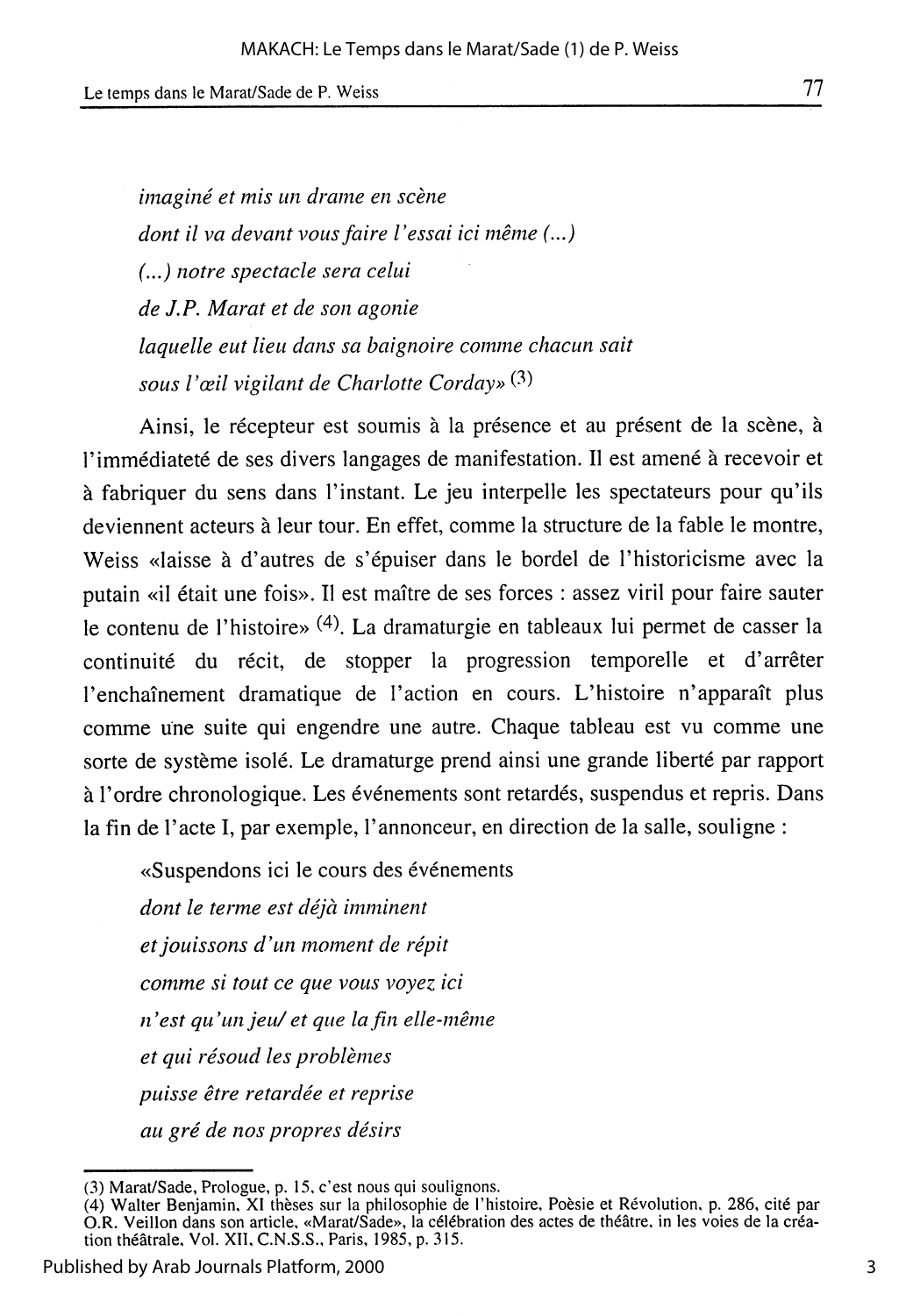*imaginé et mis un drame en scène*

*dont il va devant vous faire l'essai ici même (...)*

*(...) notre spectacle sera celui*

*de J.P. Marat et de son agonie*

*laquelle eut lieu dans sa baignoire comme chacun sait*

*sous l'œil vigilant de Charlotte Corday»* [3]

Ainsi, le récepteur est soumis à la présence et au présent de la scène, à l'immédiateté de ses divers langages de manifestation. Il est amené à recevoir et à fabriquer du sens dans l'instant. Le jeu interpelle les spectateurs pour qu'ils deviennent acteurs à leur tour. En effet, comme la structure de la fable le montre, Weiss «laisse à d'autres de s'épuiser dans le bordel de l'historicisme avec la putain «il était une fois». Il est maître de ses forces : assez viril pour faire sauter le contenu de l'histoire» [4]. La dramaturgie en tableaux lui permet de casser la continuité du récit, de stopper la progression temporelle et d'arrêter l'enchaînement dramatique de l'action en cours. L'histoire n'apparaît plus comme une suite qui engendre une autre. Chaque tableau est vu comme une sorte de système isolé. Le dramaturge prend ainsi une grande liberté par rapport à l'ordre chronologique. Les événements sont retardés, suspendus et repris. Dans la fin de l'acte I, par exemple, l'annonceur, en direction de la salle, souligne :

«Suspendons ici le cours des événements

*dont le terme est déjà imminent*

*et jouissons d'un moment de répit*

*comme si tout ce que vous voyez ici*

*n'est qu'un jeu/ et que la fin elle-même*

*et qui résoud les problèmes*

*puisse être retardée et reprise*

*au gré de nos propres désirs*

---

(3) Marat/Sade, Prologue, p. 15, c'est nous qui soulignons.

(4) Walter Benjamin, XI thèses sur la philosophie de l'histoire, Poèsie et Révolution, p. 286, cité par O.R. Veillon dans son article, «Marat/Sade», la célébration des actes de théâtre, in les voies de la création théâtrale, Vol. XII, C.N.S.S., Paris, 1985, p. 315.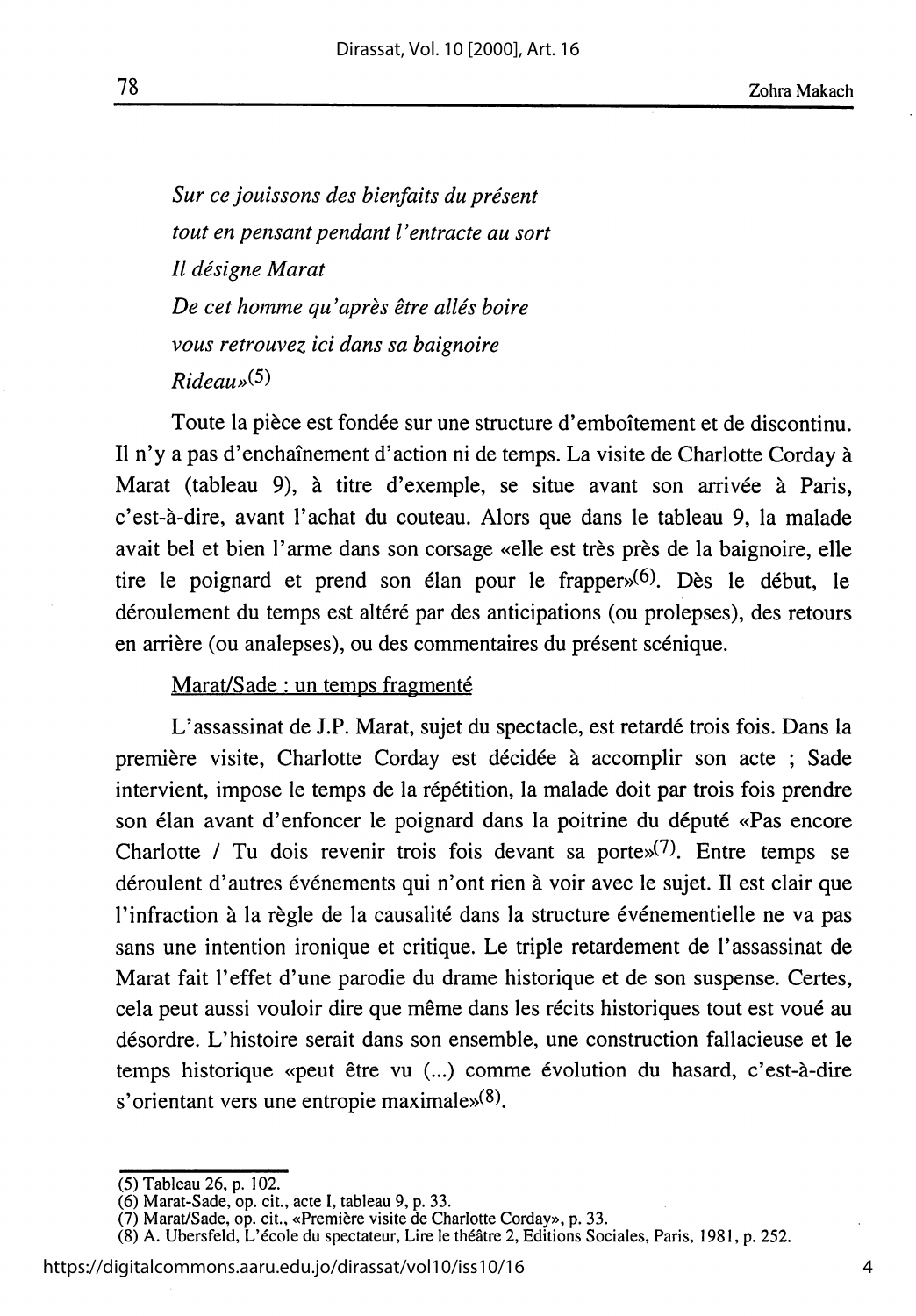*Sur ce jouissons des bienfaits du présent*
*tout en pensant pendant l'entracte au sort*
*Il désigne Marat*
*De cet homme qu'après être allés boire*
*vous retrouvez ici dans sa baignoire*
*Rideau*»(5)

Toute la pièce est fondée sur une structure d'emboîtement et de discontinu. Il n'y a pas d'enchaînement d'action ni de temps. La visite de Charlotte Corday à Marat (tableau 9), à titre d'exemple, se situe avant son arrivée à Paris, c'est-à-dire, avant l'achat du couteau. Alors que dans le tableau 9, la malade avait bel et bien l'arme dans son corsage «elle est très près de la baignoire, elle tire le poignard et prend son élan pour le frapper»(6). Dès le début, le déroulement du temps est altéré par des anticipations (ou prolepses), des retours en arrière (ou analepses), ou des commentaires du présent scénique.

<u>Marat/Sade : un temps fragmenté</u>

L'assassinat de J.P. Marat, sujet du spectacle, est retardé trois fois. Dans la première visite, Charlotte Corday est décidée à accomplir son acte ; Sade intervient, impose le temps de la répétition, la malade doit par trois fois prendre son élan avant d'enfoncer le poignard dans la poitrine du député «Pas encore Charlotte / Tu dois revenir trois fois devant sa porte»(7). Entre temps se déroulent d'autres événements qui n'ont rien à voir avec le sujet. Il est clair que l'infraction à la règle de la causalité dans la structure événementielle ne va pas sans une intention ironique et critique. Le triple retardement de l'assassinat de Marat fait l'effet d'une parodie du drame historique et de son suspense. Certes, cela peut aussi vouloir dire que même dans les récits historiques tout est voué au désordre. L'histoire serait dans son ensemble, une construction fallacieuse et le temps historique «peut être vu (...) comme évolution du hasard, c'est-à-dire s'orientant vers une entropie maximale»(8).

---

(5) Tableau 26, p. 102.
(6) Marat-Sade, op. cit., acte I, tableau 9, p. 33.
(7) Marat/Sade, op. cit., «Première visite de Charlotte Corday», p. 33.
(8) A. Ubersfeld, L'école du spectateur, Lire le théâtre 2, Editions Sociales, Paris, 1981, p. 252.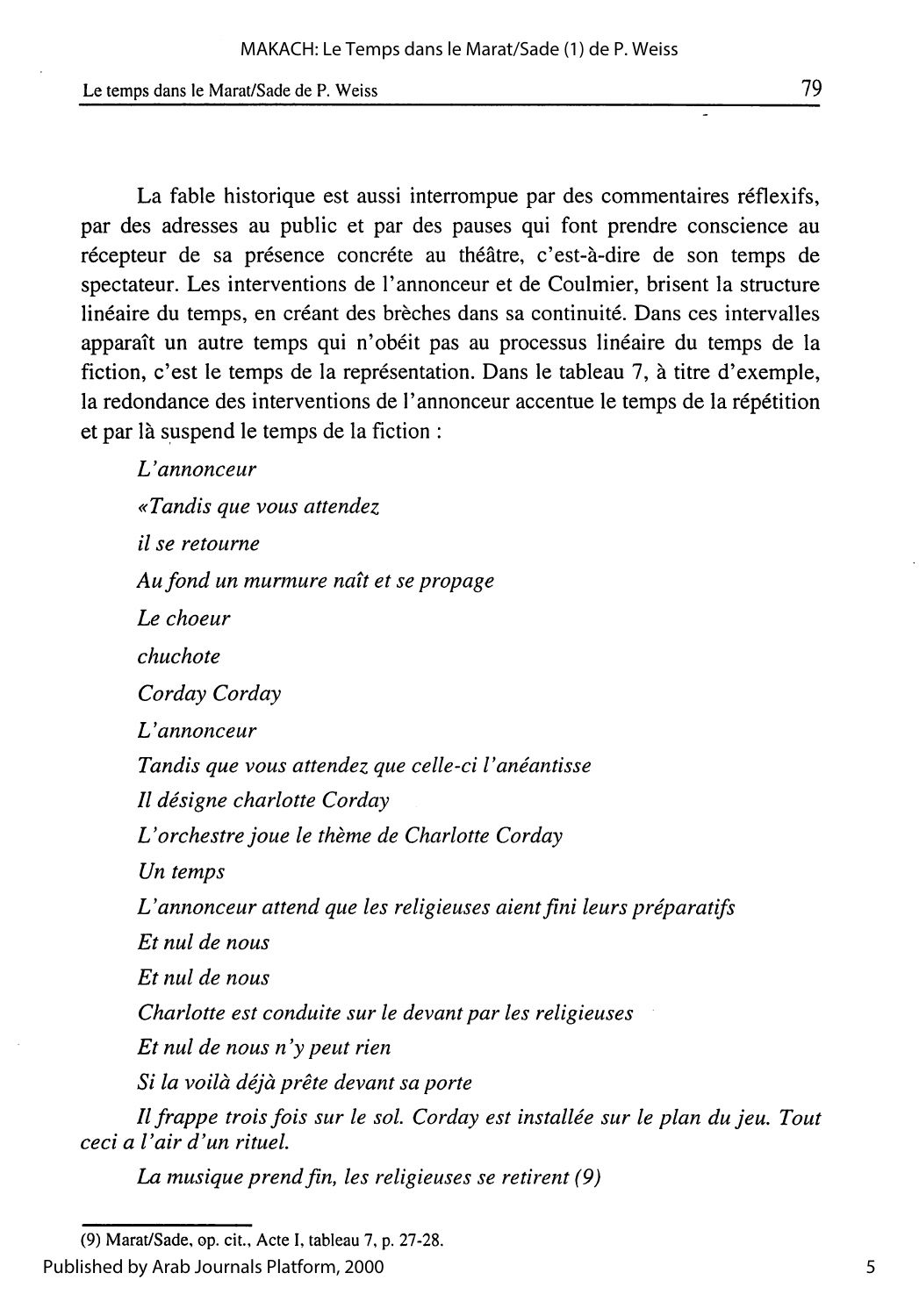La fable historique est aussi interrompue par des commentaires réflexifs, par des adresses au public et par des pauses qui font prendre conscience au récepteur de sa présence concréte au théâtre, c'est-à-dire de son temps de spectateur. Les interventions de l'annonceur et de Coulmier, brisent la structure linéaire du temps, en créant des brèches dans sa continuité. Dans ces intervalles apparaît un autre temps qui n'obéit pas au processus linéaire du temps de la fiction, c'est le temps de la représentation. Dans le tableau 7, à titre d'exemple, la redondance des interventions de l'annonceur accentue le temps de la répétition et par là suspend le temps de la fiction :

*L'annonceur*

*«Tandis que vous attendez*

*il se retourne*

*Au fond un murmure naît et se propage*

*Le choeur*

*chuchote*

*Corday Corday*

*L'annonceur*

*Tandis que vous attendez que celle-ci l'anéantisse*

*Il désigne charlotte Corday*

*L'orchestre joue le thème de Charlotte Corday*

*Un temps*

*L'annonceur attend que les religieuses aient fini leurs préparatifs*

*Et nul de nous*

*Et nul de nous*

*Charlotte est conduite sur le devant par les religieuses*

*Et nul de nous n'y peut rien*

*Si la voilà déjà prête devant sa porte*

*Il frappe trois fois sur le sol. Corday est installée sur le plan du jeu. Tout ceci a l'air d'un rituel.*

*La musique prend fin, les religieuses se retirent (9)*

---

(9) Marat/Sade, op. cit., Acte I, tableau 7, p. 27-28.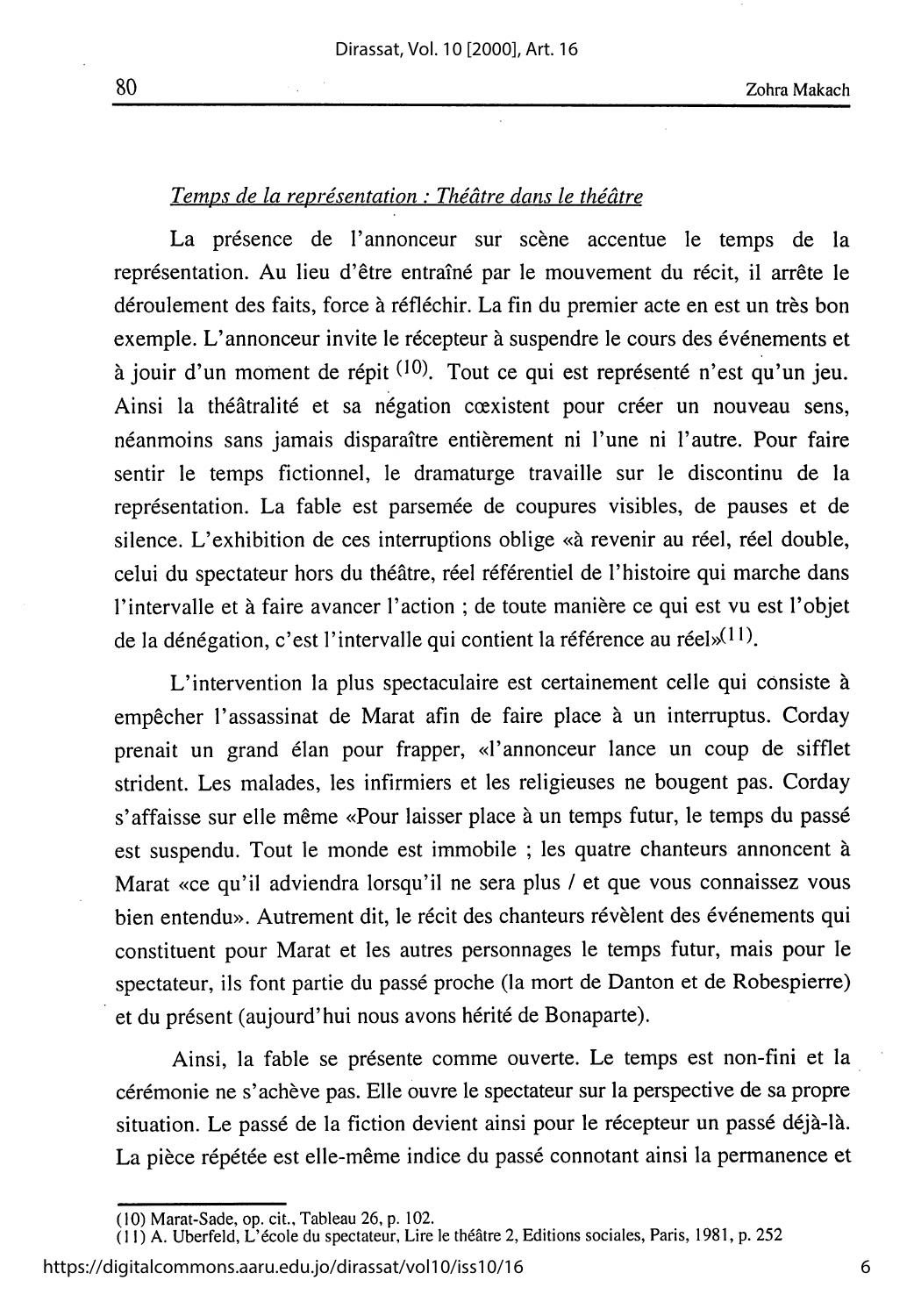*Temps de la représentation : Théâtre dans le théâtre*

La présence de l'annonceur sur scène accentue le temps de la représentation. Au lieu d'être entraîné par le mouvement du récit, il arrête le déroulement des faits, force à réfléchir. La fin du premier acte en est un très bon exemple. L'annonceur invite le récepteur à suspendre le cours des événements et à jouir d'un moment de répit [10]. Tout ce qui est représenté n'est qu'un jeu. Ainsi la théâtralité et sa négation cœxistent pour créer un nouveau sens, néanmoins sans jamais disparaître entièrement ni l'une ni l'autre. Pour faire sentir le temps fictionnel, le dramaturge travaille sur le discontinu de la représentation. La fable est parsemée de coupures visibles, de pauses et de silence. L'exhibition de ces interruptions oblige «à revenir au réel, réel double, celui du spectateur hors du théâtre, réel référentiel de l'histoire qui marche dans l'intervalle et à faire avancer l'action ; de toute manière ce qui est vu est l'objet de la dénégation, c'est l'intervalle qui contient la référence au réel»[11].

L'intervention la plus spectaculaire est certainement celle qui consiste à empêcher l'assassinat de Marat afin de faire place à un interruptus. Corday prenait un grand élan pour frapper, «l'annonceur lance un coup de sifflet strident. Les malades, les infirmiers et les religieuses ne bougent pas. Corday s'affaisse sur elle même «Pour laisser place à un temps futur, le temps du passé est suspendu. Tout le monde est immobile ; les quatre chanteurs annoncent à Marat «ce qu'il adviendra lorsqu'il ne sera plus / et que vous connaissez vous bien entendu». Autrement dit, le récit des chanteurs révèlent des événements qui constituent pour Marat et les autres personnages le temps futur, mais pour le spectateur, ils font partie du passé proche (la mort de Danton et de Robespierre) et du présent (aujourd'hui nous avons hérité de Bonaparte).

Ainsi, la fable se présente comme ouverte. Le temps est non-fini et la cérémonie ne s'achève pas. Elle ouvre le spectateur sur la perspective de sa propre situation. Le passé de la fiction devient ainsi pour le récepteur un passé déjà-là. La pièce répétée est elle-même indice du passé connotant ainsi la permanence et

---

(10) Marat-Sade, op. cit., Tableau 26, p. 102.

(11) A. Uberfeld, L'école du spectateur, Lire le théâtre 2, Editions sociales, Paris, 1981, p. 252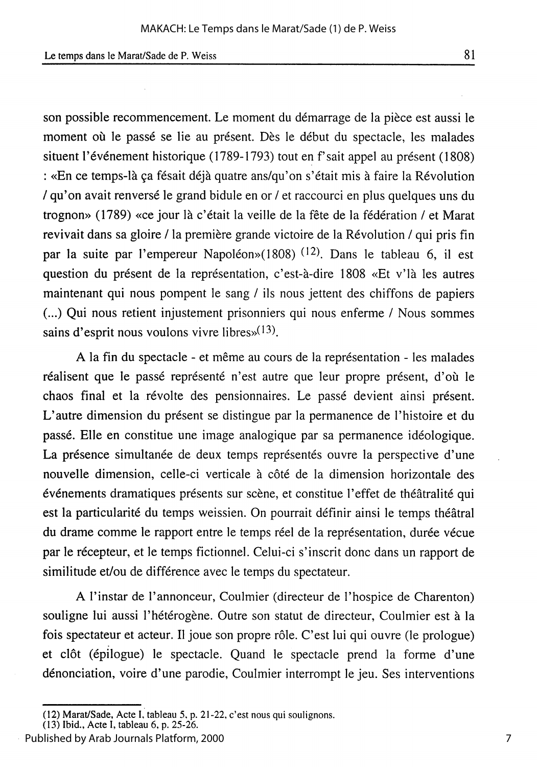son possible recommencement. Le moment du démarrage de la pièce est aussi le moment où le passé se lie au présent. Dès le début du spectacle, les malades situent l'événement historique (1789-1793) tout en f'sait appel au présent (1808) : «En ce temps-là ça fésait déjà quatre ans/qu'on s'était mis à faire la Révolution / qu'on avait renversé le grand bidule en or / et raccourci en plus quelques uns du trognon» (1789) «ce jour là c'était la veille de la fête de la fédération / et Marat revivait dans sa gloire / la première grande victoire de la Révolution / qui pris fin par la suite par l'empereur Napoléon»(1808) [12]. Dans le tableau 6, il est question du présent de la représentation, c'est-à-dire 1808 «Et v'là les autres maintenant qui nous pompent le sang / ils nous jettent des chiffons de papiers (...) Qui nous retient injustement prisonniers qui nous enferme / Nous sommes sains d'esprit nous voulons vivre libres»[13].

A la fin du spectacle - et même au cours de la représentation - les malades réalisent que le passé représenté n'est autre que leur propre présent, d'où le chaos final et la révolte des pensionnaires. Le passé devient ainsi présent. L'autre dimension du présent se distingue par la permanence de l'histoire et du passé. Elle en constitue une image analogique par sa permanence idéologique. La présence simultanée de deux temps représentés ouvre la perspective d'une nouvelle dimension, celle-ci verticale à côté de la dimension horizontale des événements dramatiques présents sur scène, et constitue l'effet de théâtralité qui est la particularité du temps weissien. On pourrait définir ainsi le temps théâtral du drame comme le rapport entre le temps réel de la représentation, durée vécue par le récepteur, et le temps fictionnel. Celui-ci s'inscrit donc dans un rapport de similitude et/ou de différence avec le temps du spectateur.

A l'instar de l'annonceur, Coulmier (directeur de l'hospice de Charenton) souligne lui aussi l'hétérogène. Outre son statut de directeur, Coulmier est à la fois spectateur et acteur. Il joue son propre rôle. C'est lui qui ouvre (le prologue) et clôt (épilogue) le spectacle. Quand le spectacle prend la forme d'une dénonciation, voire d'une parodie, Coulmier interrompt le jeu. Ses interventions

(12) Marat/Sade, Acte I, tableau 5, p. 21-22, c'est nous qui soulignons.
(13) Ibid., Acte I, tableau 6, p. 25-26.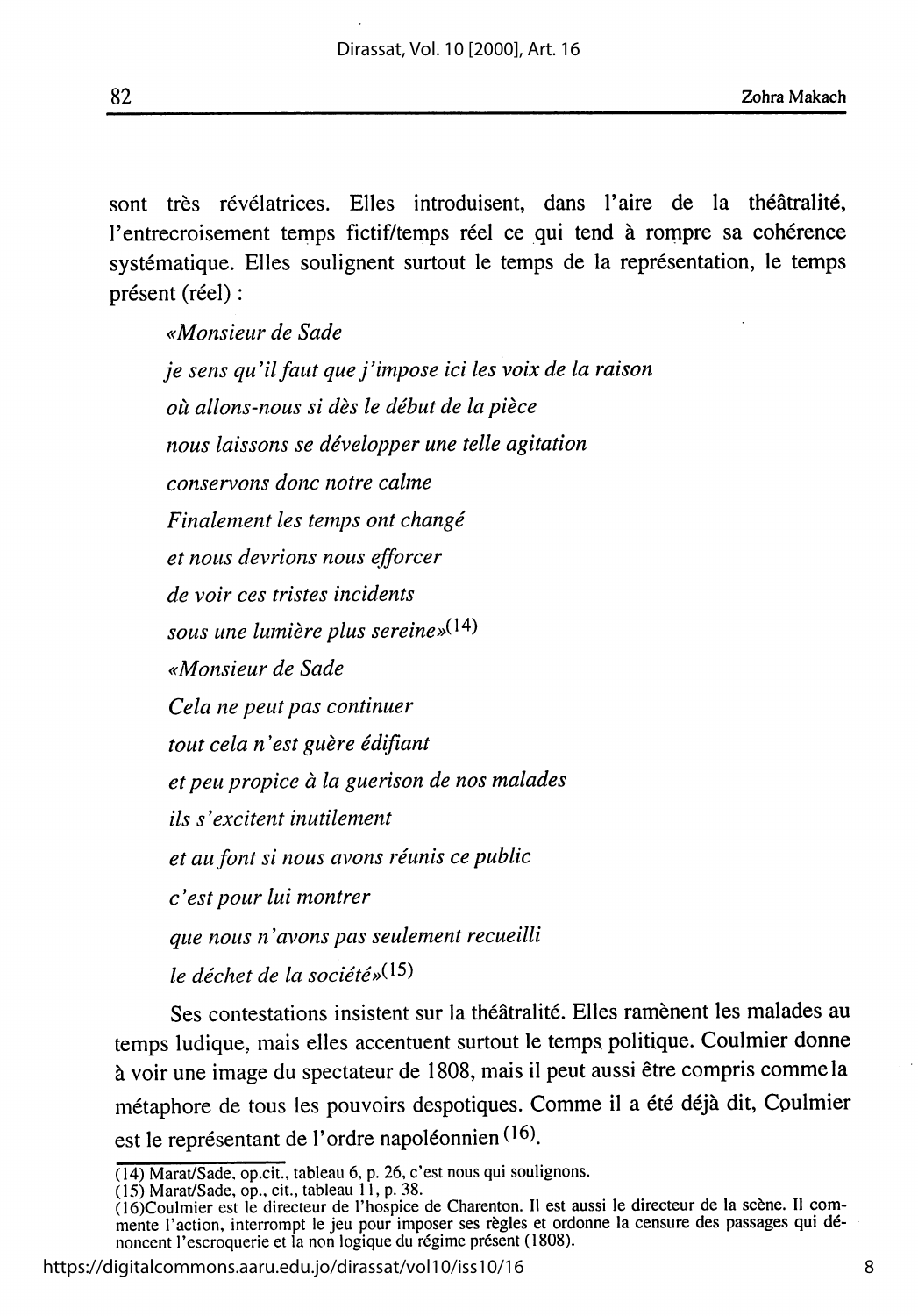sont très révélatrices. Elles introduisent, dans l'aire de la théâtralité, l'entrecroisement temps fictif/temps réel ce qui tend à rompre sa cohérence systématique. Elles soulignent surtout le temps de la représentation, le temps présent (réel) :

> *«Monsieur de Sade*
> *je sens qu'il faut que j'impose ici les voix de la raison*
> *où allons-nous si dès le début de la pièce*
> *nous laissons se développer une telle agitation*
> *conservons donc notre calme*
> *Finalement les temps ont changé*
> *et nous devrions nous efforcer*
> *de voir ces tristes incidents*
> *sous une lumière plus sereine»*[(14)]
> *«Monsieur de Sade*
> *Cela ne peut pas continuer*
> *tout cela n'est guère édifiant*
> *et peu propice à la guerison de nos malades*
> *ils s'excitent inutilement*
> *et au font si nous avons réunis ce public*
> *c'est pour lui montrer*
> *que nous n'avons pas seulement recueilli*
> *le déchet de la société»*[(15)]

Ses contestations insistent sur la théâtralité. Elles ramènent les malades au temps ludique, mais elles accentuent surtout le temps politique. Coulmier donne à voir une image du spectateur de 1808, mais il peut aussi être compris comme la métaphore de tous les pouvoirs despotiques. Comme il a été déjà dit, Coulmier est le représentant de l'ordre napoléonnien [(16)].

---

(14) Marat/Sade, op.cit., tableau 6, p. 26, c'est nous qui soulignons.

(15) Marat/Sade, op., cit., tableau 11, p. 38.

(16)Coulmier est le directeur de l'hospice de Charenton. Il est aussi le directeur de la scène. Il commente l'action, interrompt le jeu pour imposer ses règles et ordonne la censure des passages qui dénoncent l'escroquerie et la non logique du régime présent (1808).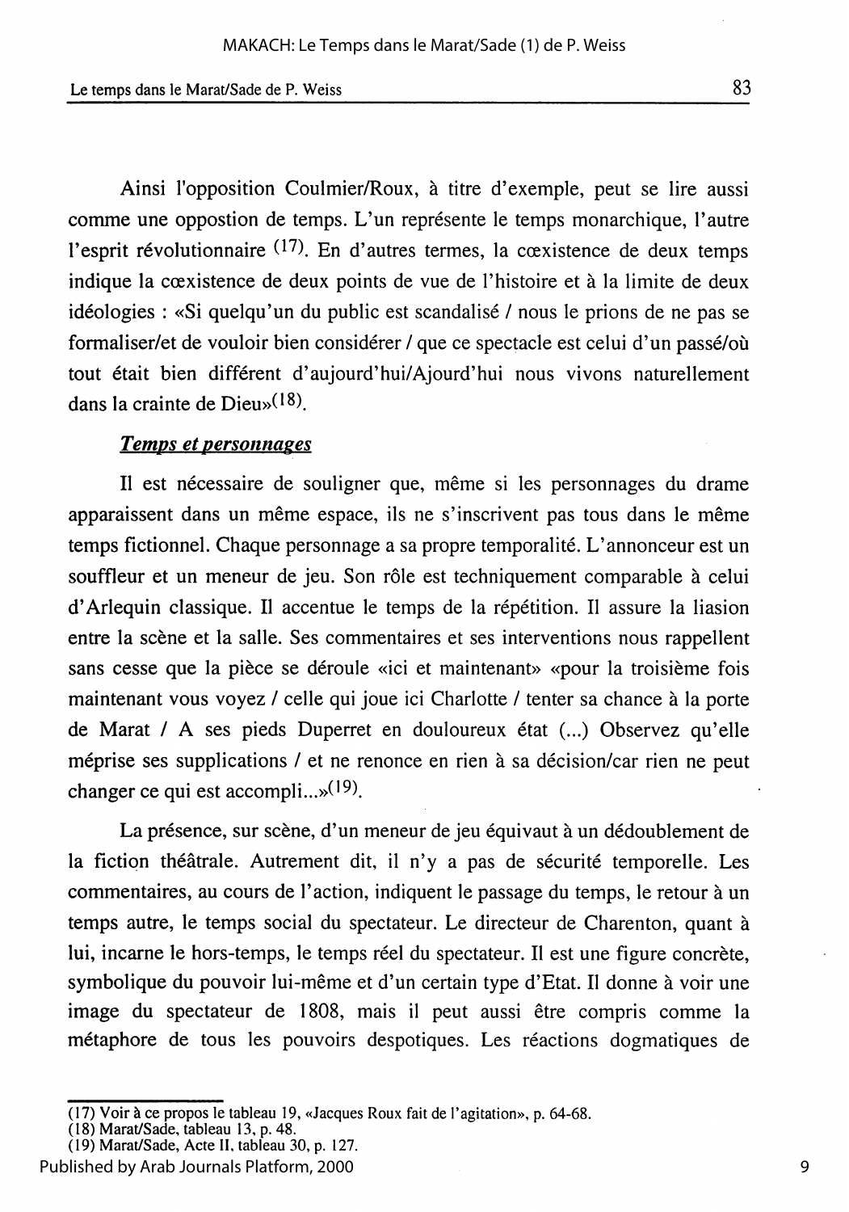Ainsi l'opposition Coulmier/Roux, à titre d'exemple, peut se lire aussi comme une oppostion de temps. L'un représente le temps monarchique, l'autre l'esprit révolutionnaire [17]. En d'autres termes, la cœxistence de deux temps indique la cœxistence de deux points de vue de l'histoire et à la limite de deux idéologies : «Si quelqu'un du public est scandalisé / nous le prions de ne pas se formaliser/et de vouloir bien considérer / que ce spectacle est celui d'un passé/où tout était bien différent d'aujourd'hui/Ajourd'hui nous vivons naturellement dans la crainte de Dieu»[18].

### *Temps et personnages*

Il est nécessaire de souligner que, même si les personnages du drame apparaissent dans un même espace, ils ne s'inscrivent pas tous dans le même temps fictionnel. Chaque personnage a sa propre temporalité. L'annonceur est un souffleur et un meneur de jeu. Son rôle est techniquement comparable à celui d'Arlequin classique. Il accentue le temps de la répétition. Il assure la liasion entre la scène et la salle. Ses commentaires et ses interventions nous rappellent sans cesse que la pièce se déroule «ici et maintenant» «pour la troisième fois maintenant vous voyez / celle qui joue ici Charlotte / tenter sa chance à la porte de Marat / A ses pieds Duperret en douloureux état (...) Observez qu'elle méprise ses supplications / et ne renonce en rien à sa décision/car rien ne peut changer ce qui est accompli...»[19].

La présence, sur scène, d'un meneur de jeu équivaut à un dédoublement de la fiction théâtrale. Autrement dit, il n'y a pas de sécurité temporelle. Les commentaires, au cours de l'action, indiquent le passage du temps, le retour à un temps autre, le temps social du spectateur. Le directeur de Charenton, quant à lui, incarne le hors-temps, le temps réel du spectateur. Il est une figure concrète, symbolique du pouvoir lui-même et d'un certain type d'Etat. Il donne à voir une image du spectateur de 1808, mais il peut aussi être compris comme la métaphore de tous les pouvoirs despotiques. Les réactions dogmatiques de

---

(17) Voir à ce propos le tableau 19, «Jacques Roux fait de l'agitation», p. 64-68.
(18) Marat/Sade, tableau 13, p. 48.
(19) Marat/Sade, Acte II, tableau 30, p. 127.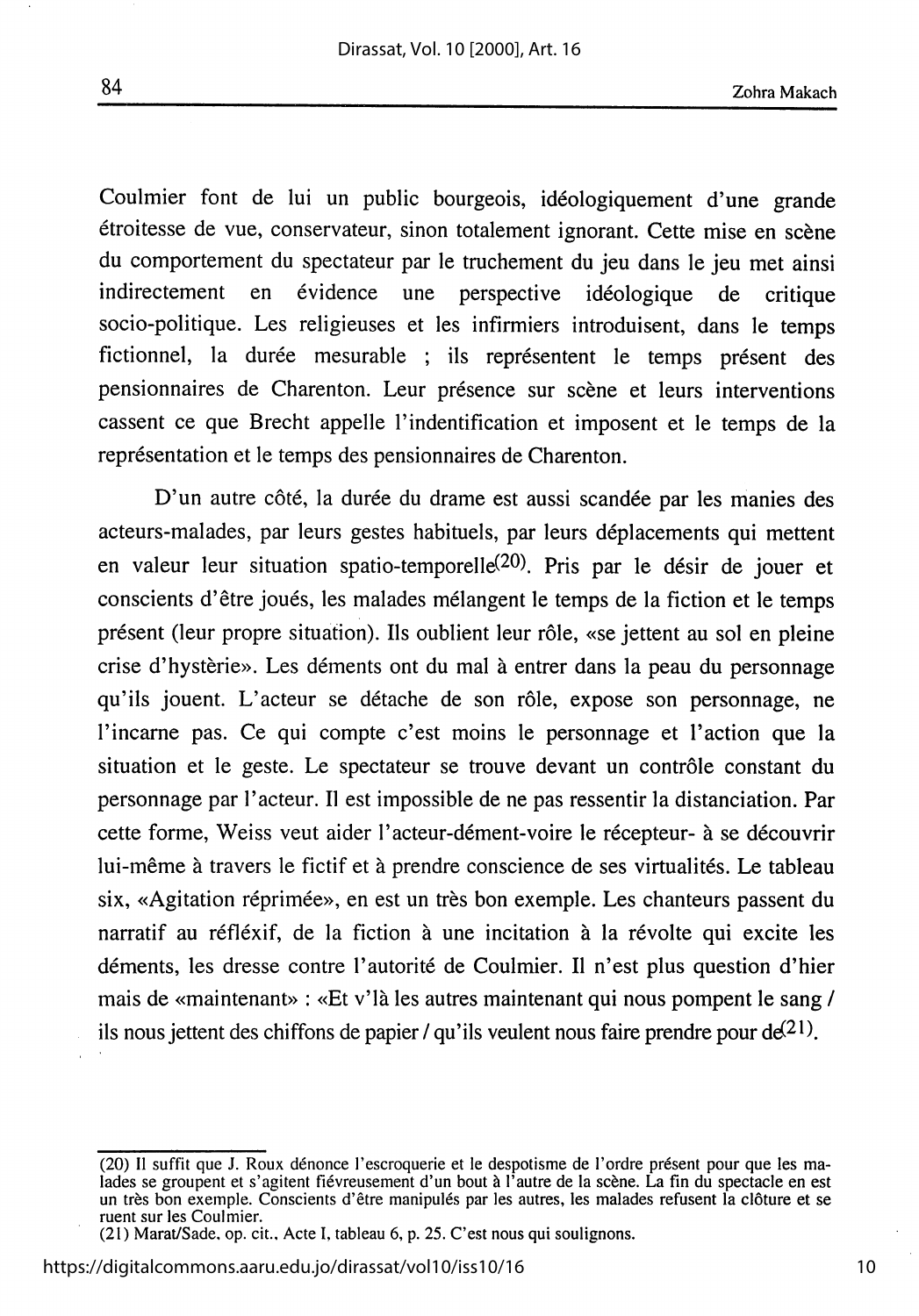Coulmier font de lui un public bourgeois, idéologiquement d'une grande étroitesse de vue, conservateur, sinon totalement ignorant. Cette mise en scène du comportement du spectateur par le truchement du jeu dans le jeu met ainsi indirectement en évidence une perspective idéologique de critique socio-politique. Les religieuses et les infirmiers introduisent, dans le temps fictionnel, la durée mesurable ; ils représentent le temps présent des pensionnaires de Charenton. Leur présence sur scène et leurs interventions cassent ce que Brecht appelle l'indentification et imposent et le temps de la représentation et le temps des pensionnaires de Charenton.

D'un autre côté, la durée du drame est aussi scandée par les manies des acteurs-malades, par leurs gestes habituels, par leurs déplacements qui mettent en valeur leur situation spatio-temporelle[20]. Pris par le désir de jouer et conscients d'être joués, les malades mélangent le temps de la fiction et le temps présent (leur propre situation). Ils oublient leur rôle, «se jettent au sol en pleine crise d'hystèrie». Les déments ont du mal à entrer dans la peau du personnage qu'ils jouent. L'acteur se détache de son rôle, expose son personnage, ne l'incarne pas. Ce qui compte c'est moins le personnage et l'action que la situation et le geste. Le spectateur se trouve devant un contrôle constant du personnage par l'acteur. Il est impossible de ne pas ressentir la distanciation. Par cette forme, Weiss veut aider l'acteur-dément-voire le récepteur- à se découvrir lui-même à travers le fictif et à prendre conscience de ses virtualités. Le tableau six, «Agitation réprimée», en est un très bon exemple. Les chanteurs passent du narratif au réfléxif, de la fiction à une incitation à la révolte qui excite les déments, les dresse contre l'autorité de Coulmier. Il n'est plus question d'hier mais de «maintenant» : «Et v'là les autres maintenant qui nous pompent le sang / ils nous jettent des chiffons de papier / qu'ils veulent nous faire prendre pour de[21].

---

(20) Il suffit que J. Roux dénonce l'escroquerie et le despotisme de l'ordre présent pour que les malades se groupent et s'agitent fiévreusement d'un bout à l'autre de la scène. La fin du spectacle en est un très bon exemple. Conscients d'être manipulés par les autres, les malades refusent la clôture et se ruent sur les Coulmier.

(21) Marat/Sade, op. cit., Acte I, tableau 6, p. 25. C'est nous qui soulignons.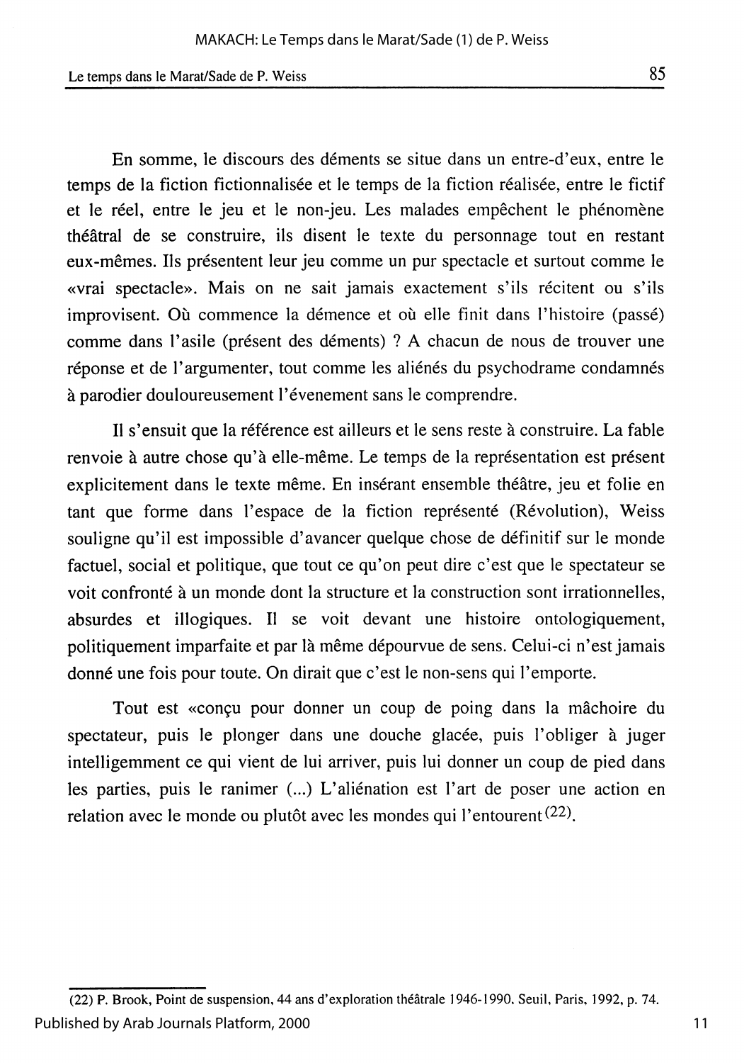En somme, le discours des déments se situe dans un entre-d'eux, entre le temps de la fiction fictionnalisée et le temps de la fiction réalisée, entre le fictif et le réel, entre le jeu et le non-jeu. Les malades empêchent le phénomène théâtral de se construire, ils disent le texte du personnage tout en restant eux-mêmes. Ils présentent leur jeu comme un pur spectacle et surtout comme le «vrai spectacle». Mais on ne sait jamais exactement s'ils récitent ou s'ils improvisent. Où commence la démence et où elle finit dans l'histoire (passé) comme dans l'asile (présent des déments) ? A chacun de nous de trouver une réponse et de l'argumenter, tout comme les aliénés du psychodrame condamnés à parodier douloureusement l'évenement sans le comprendre.

Il s'ensuit que la référence est ailleurs et le sens reste à construire. La fable renvoie à autre chose qu'à elle-même. Le temps de la représentation est présent explicitement dans le texte même. En insérant ensemble théâtre, jeu et folie en tant que forme dans l'espace de la fiction représenté (Révolution), Weiss souligne qu'il est impossible d'avancer quelque chose de définitif sur le monde factuel, social et politique, que tout ce qu'on peut dire c'est que le spectateur se voit confronté à un monde dont la structure et la construction sont irrationnelles, absurdes et illogiques. Il se voit devant une histoire ontologiquement, politiquement imparfaite et par là même dépourvue de sens. Celui-ci n'est jamais donné une fois pour toute. On dirait que c'est le non-sens qui l'emporte.

Tout est «conçu pour donner un coup de poing dans la mâchoire du spectateur, puis le plonger dans une douche glacée, puis l'obliger à juger intelligemment ce qui vient de lui arriver, puis lui donner un coup de pied dans les parties, puis le ranimer (...) L'aliénation est l'art de poser une action en relation avec le monde ou plutôt avec les mondes qui l'entourent [22].

---

(22) P. Brook, Point de suspension, 44 ans d'exploration théâtrale 1946-1990, Seuil, Paris, 1992, p. 74.